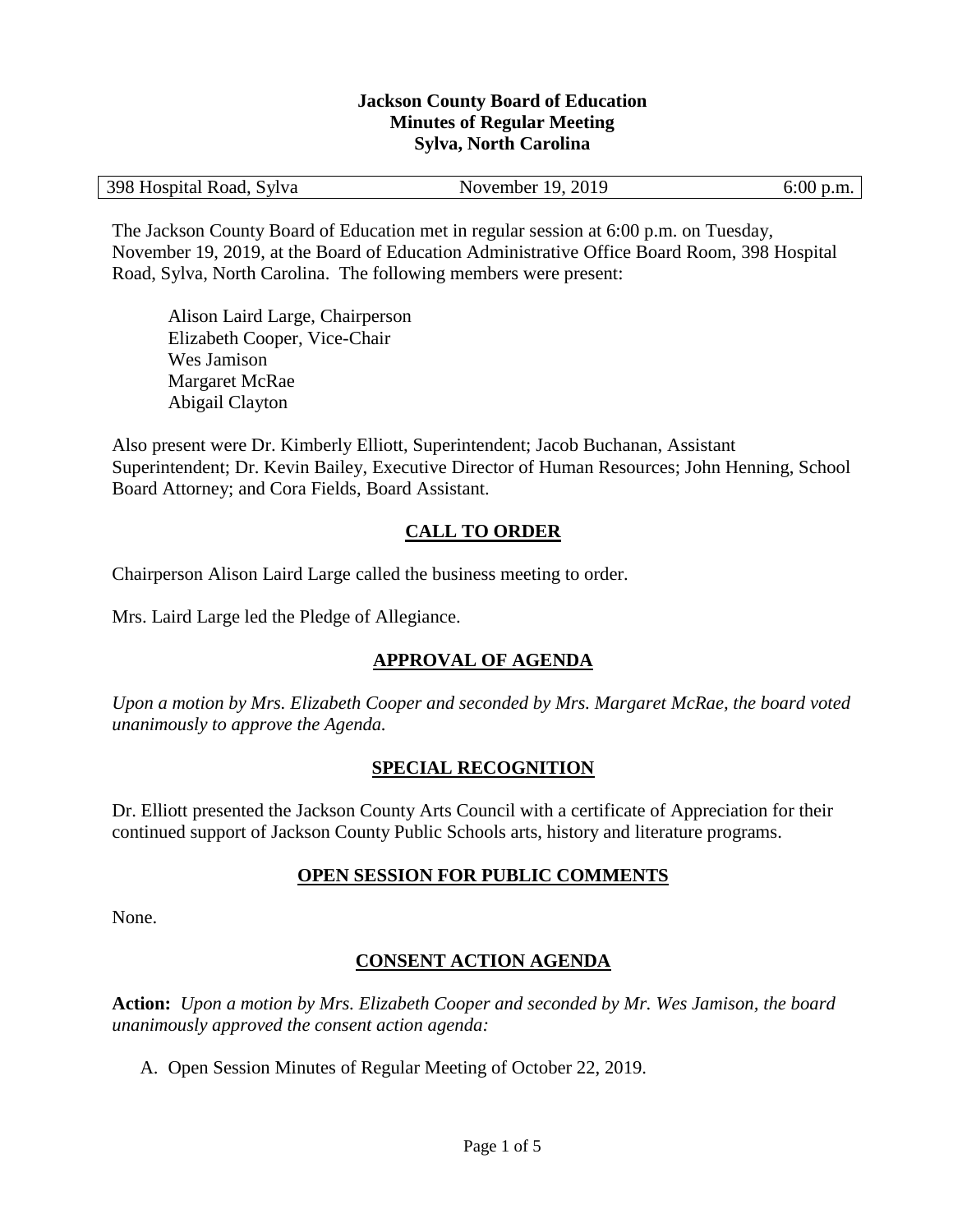**Jackson County Board of Education**
**Minutes of Regular Meeting**
**Sylva, North Carolina**

| 398 Hospital Road, Sylva | November 19, 2019 | 6:00 p.m. |
|---|---|---|

The Jackson County Board of Education met in regular session at 6:00 p.m. on Tuesday, November 19, 2019, at the Board of Education Administrative Office Board Room, 398 Hospital Road, Sylva, North Carolina. The following members were present:

Alison Laird Large, Chairperson
Elizabeth Cooper, Vice-Chair
Wes Jamison
Margaret McRae
Abigail Clayton

Also present were Dr. Kimberly Elliott, Superintendent; Jacob Buchanan, Assistant Superintendent; Dr. Kevin Bailey, Executive Director of Human Resources; John Henning, School Board Attorney; and Cora Fields, Board Assistant.

## CALL TO ORDER

Chairperson Alison Laird Large called the business meeting to order.

Mrs. Laird Large led the Pledge of Allegiance.

## APPROVAL OF AGENDA

*Upon a motion by Mrs. Elizabeth Cooper and seconded by Mrs. Margaret McRae, the board voted unanimously to approve the Agenda.*

## SPECIAL RECOGNITION

Dr. Elliott presented the Jackson County Arts Council with a certificate of Appreciation for their continued support of Jackson County Public Schools arts, history and literature programs.

## OPEN SESSION FOR PUBLIC COMMENTS

None.

## CONSENT ACTION AGENDA

**Action:** *Upon a motion by Mrs. Elizabeth Cooper and seconded by Mr. Wes Jamison, the board unanimously approved the consent action agenda:*

A. Open Session Minutes of Regular Meeting of October 22, 2019.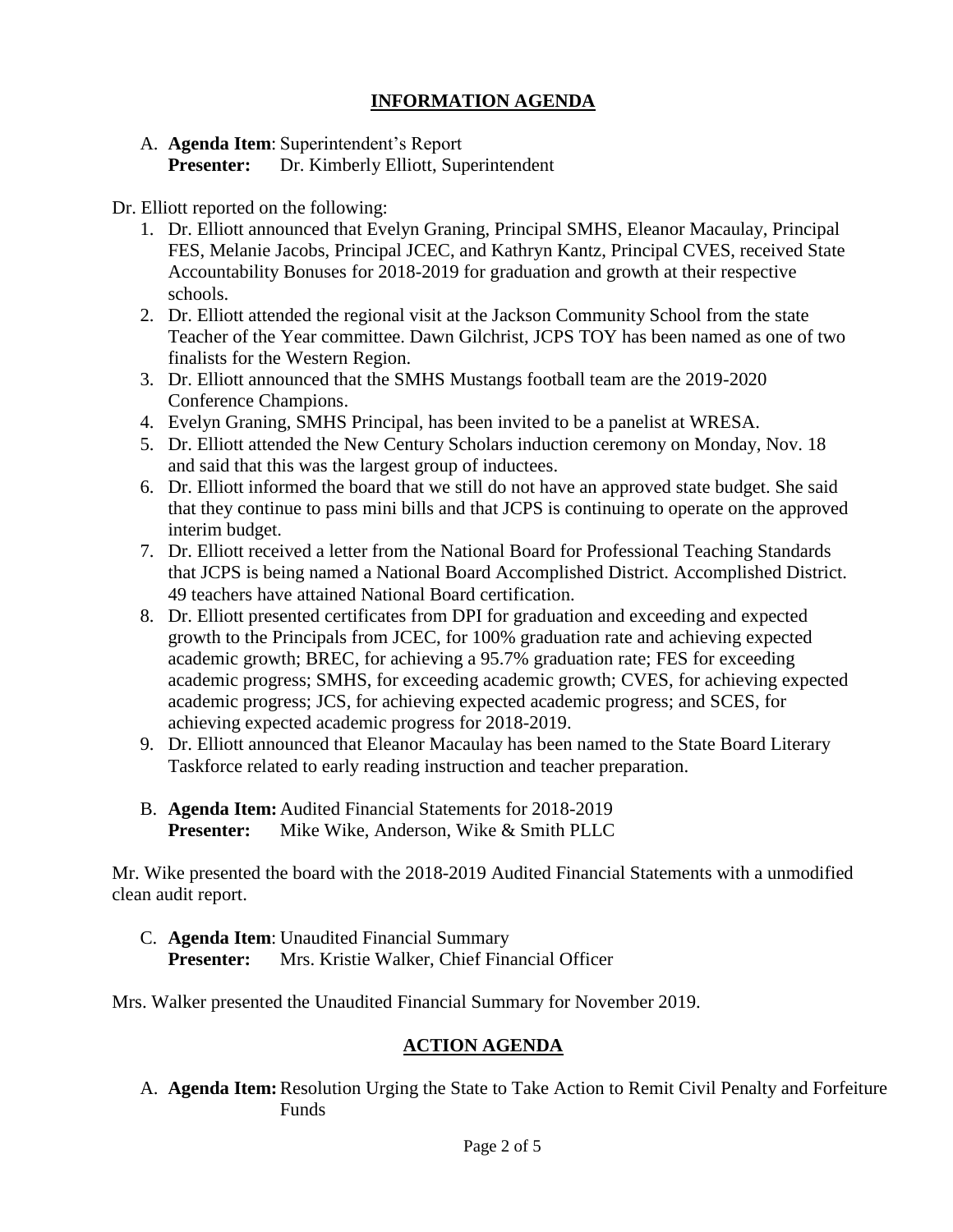## INFORMATION AGENDA

A. **Agenda Item**: Superintendent's Report
**Presenter:** Dr. Kimberly Elliott, Superintendent

Dr. Elliott reported on the following:

1. Dr. Elliott announced that Evelyn Graning, Principal SMHS, Eleanor Macaulay, Principal FES, Melanie Jacobs, Principal JCEC, and Kathryn Kantz, Principal CVES, received State Accountability Bonuses for 2018-2019 for graduation and growth at their respective schools.
2. Dr. Elliott attended the regional visit at the Jackson Community School from the state Teacher of the Year committee. Dawn Gilchrist, JCPS TOY has been named as one of two finalists for the Western Region.
3. Dr. Elliott announced that the SMHS Mustangs football team are the 2019-2020 Conference Champions.
4. Evelyn Graning, SMHS Principal, has been invited to be a panelist at WRESA.
5. Dr. Elliott attended the New Century Scholars induction ceremony on Monday, Nov. 18 and said that this was the largest group of inductees.
6. Dr. Elliott informed the board that we still do not have an approved state budget. She said that they continue to pass mini bills and that JCPS is continuing to operate on the approved interim budget.
7. Dr. Elliott received a letter from the National Board for Professional Teaching Standards that JCPS is being named a National Board Accomplished District. Accomplished District. 49 teachers have attained National Board certification.
8. Dr. Elliott presented certificates from DPI for graduation and exceeding and expected growth to the Principals from JCEC, for 100% graduation rate and achieving expected academic growth; BREC, for achieving a 95.7% graduation rate; FES for exceeding academic progress; SMHS, for exceeding academic growth; CVES, for achieving expected academic progress; JCS, for achieving expected academic progress; and SCES, for achieving expected academic progress for 2018-2019.
9. Dr. Elliott announced that Eleanor Macaulay has been named to the State Board Literary Taskforce related to early reading instruction and teacher preparation.

B. **Agenda Item:** Audited Financial Statements for 2018-2019
**Presenter:** Mike Wike, Anderson, Wike & Smith PLLC

Mr. Wike presented the board with the 2018-2019 Audited Financial Statements with a unmodified clean audit report.

C. **Agenda Item**: Unaudited Financial Summary
**Presenter:** Mrs. Kristie Walker, Chief Financial Officer

Mrs. Walker presented the Unaudited Financial Summary for November 2019.

## ACTION AGENDA

A. **Agenda Item:** Resolution Urging the State to Take Action to Remit Civil Penalty and Forfeiture Funds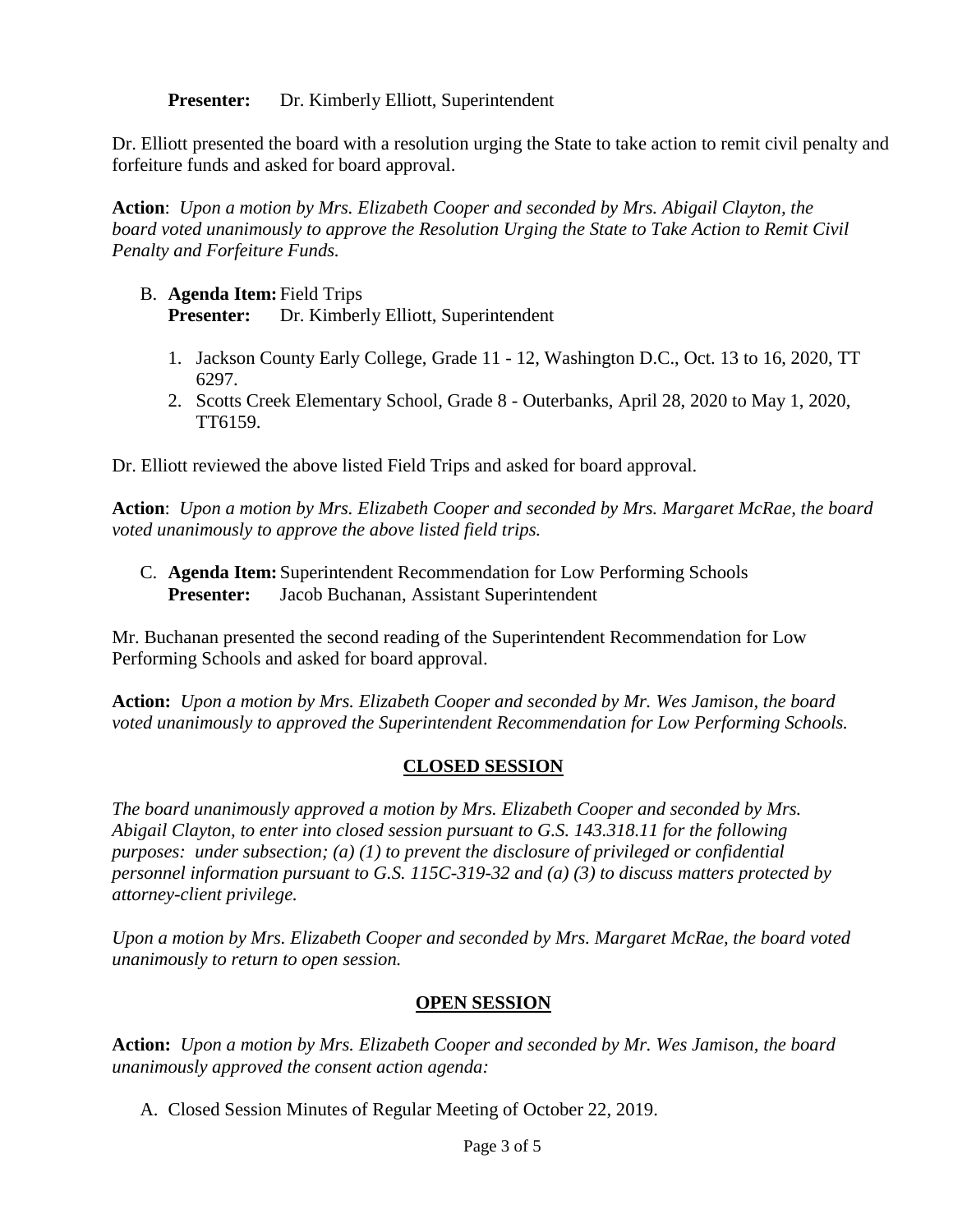**Presenter:** Dr. Kimberly Elliott, Superintendent

Dr. Elliott presented the board with a resolution urging the State to take action to remit civil penalty and forfeiture funds and asked for board approval.

**Action**: *Upon a motion by Mrs. Elizabeth Cooper and seconded by Mrs. Abigail Clayton, the board voted unanimously to approve the Resolution Urging the State to Take Action to Remit Civil Penalty and Forfeiture Funds.*

B. **Agenda Item:** Field Trips
   **Presenter:** Dr. Kimberly Elliott, Superintendent

   1. Jackson County Early College, Grade 11 - 12, Washington D.C., Oct. 13 to 16, 2020, TT 6297.
   2. Scotts Creek Elementary School, Grade 8 - Outerbanks, April 28, 2020 to May 1, 2020, TT6159.

Dr. Elliott reviewed the above listed Field Trips and asked for board approval.

**Action**: *Upon a motion by Mrs. Elizabeth Cooper and seconded by Mrs. Margaret McRae, the board voted unanimously to approve the above listed field trips.*

C. **Agenda Item:** Superintendent Recommendation for Low Performing Schools
   **Presenter:** Jacob Buchanan, Assistant Superintendent

Mr. Buchanan presented the second reading of the Superintendent Recommendation for Low Performing Schools and asked for board approval.

**Action:** *Upon a motion by Mrs. Elizabeth Cooper and seconded by Mr. Wes Jamison, the board voted unanimously to approved the Superintendent Recommendation for Low Performing Schools.*

## CLOSED SESSION

*The board unanimously approved a motion by Mrs. Elizabeth Cooper and seconded by Mrs. Abigail Clayton, to enter into closed session pursuant to G.S. 143.318.11 for the following purposes: under subsection; (a) (1) to prevent the disclosure of privileged or confidential personnel information pursuant to G.S. 115C-319-32 and (a) (3) to discuss matters protected by attorney-client privilege.*

*Upon a motion by Mrs. Elizabeth Cooper and seconded by Mrs. Margaret McRae, the board voted unanimously to return to open session.*

## OPEN SESSION

**Action:** *Upon a motion by Mrs. Elizabeth Cooper and seconded by Mr. Wes Jamison, the board unanimously approved the consent action agenda:*

A. Closed Session Minutes of Regular Meeting of October 22, 2019.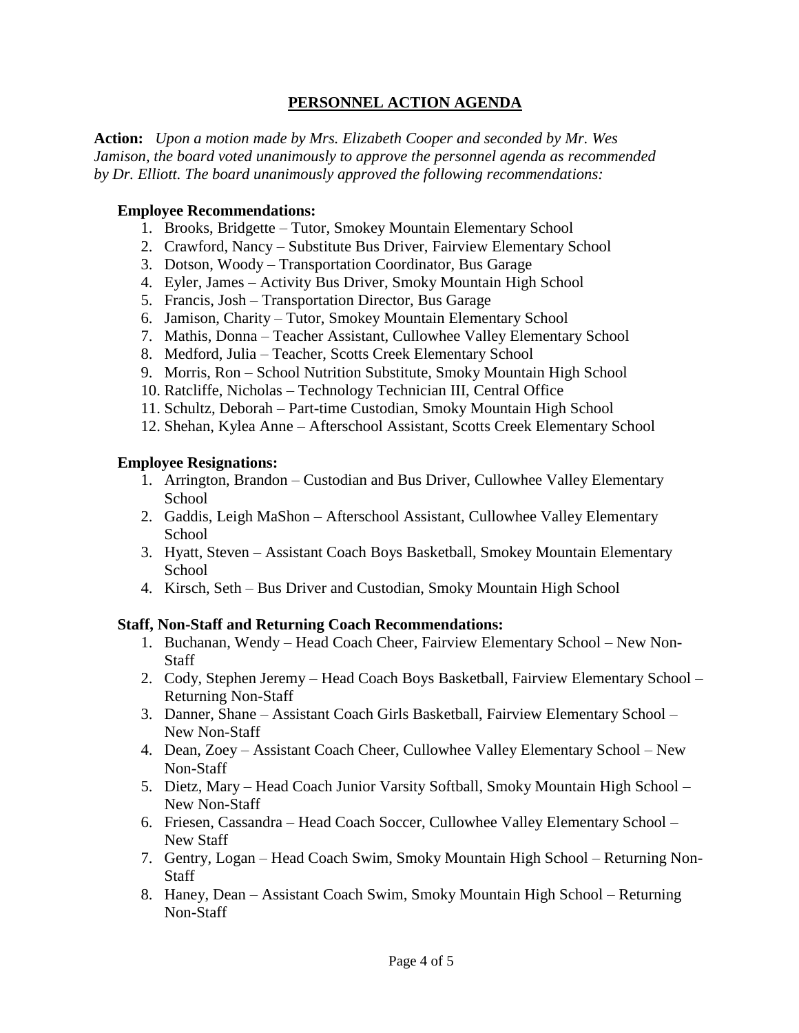## PERSONNEL ACTION AGENDA

**Action:** *Upon a motion made by Mrs. Elizabeth Cooper and seconded by Mr. Wes Jamison, the board voted unanimously to approve the personnel agenda as recommended by Dr. Elliott. The board unanimously approved the following recommendations:*

**Employee Recommendations:**

1. Brooks, Bridgette – Tutor, Smokey Mountain Elementary School
2. Crawford, Nancy – Substitute Bus Driver, Fairview Elementary School
3. Dotson, Woody – Transportation Coordinator, Bus Garage
4. Eyler, James – Activity Bus Driver, Smoky Mountain High School
5. Francis, Josh – Transportation Director, Bus Garage
6. Jamison, Charity – Tutor, Smokey Mountain Elementary School
7. Mathis, Donna – Teacher Assistant, Cullowhee Valley Elementary School
8. Medford, Julia – Teacher, Scotts Creek Elementary School
9. Morris, Ron – School Nutrition Substitute, Smoky Mountain High School
10. Ratcliffe, Nicholas – Technology Technician III, Central Office
11. Schultz, Deborah – Part-time Custodian, Smoky Mountain High School
12. Shehan, Kylea Anne – Afterschool Assistant, Scotts Creek Elementary School

**Employee Resignations:**

1. Arrington, Brandon – Custodian and Bus Driver, Cullowhee Valley Elementary School
2. Gaddis, Leigh MaShon – Afterschool Assistant, Cullowhee Valley Elementary School
3. Hyatt, Steven – Assistant Coach Boys Basketball, Smokey Mountain Elementary School
4. Kirsch, Seth – Bus Driver and Custodian, Smoky Mountain High School

**Staff, Non-Staff and Returning Coach Recommendations:**

1. Buchanan, Wendy – Head Coach Cheer, Fairview Elementary School – New Non-Staff
2. Cody, Stephen Jeremy – Head Coach Boys Basketball, Fairview Elementary School – Returning Non-Staff
3. Danner, Shane – Assistant Coach Girls Basketball, Fairview Elementary School – New Non-Staff
4. Dean, Zoey – Assistant Coach Cheer, Cullowhee Valley Elementary School – New Non-Staff
5. Dietz, Mary – Head Coach Junior Varsity Softball, Smoky Mountain High School – New Non-Staff
6. Friesen, Cassandra – Head Coach Soccer, Cullowhee Valley Elementary School – New Staff
7. Gentry, Logan – Head Coach Swim, Smoky Mountain High School – Returning Non-Staff
8. Haney, Dean – Assistant Coach Swim, Smoky Mountain High School – Returning Non-Staff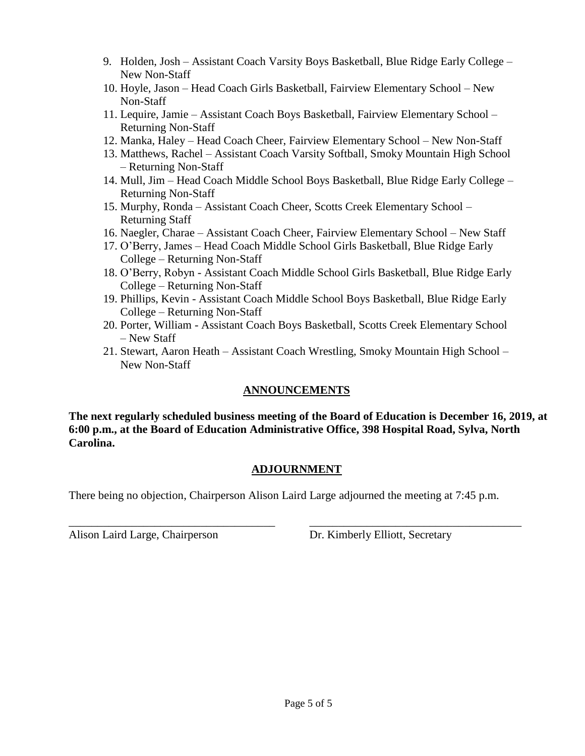9. Holden, Josh – Assistant Coach Varsity Boys Basketball, Blue Ridge Early College – New Non-Staff
10. Hoyle, Jason – Head Coach Girls Basketball, Fairview Elementary School – New Non-Staff
11. Lequire, Jamie – Assistant Coach Boys Basketball, Fairview Elementary School – Returning Non-Staff
12. Manka, Haley – Head Coach Cheer, Fairview Elementary School – New Non-Staff
13. Matthews, Rachel – Assistant Coach Varsity Softball, Smoky Mountain High School – Returning Non-Staff
14. Mull, Jim – Head Coach Middle School Boys Basketball, Blue Ridge Early College – Returning Non-Staff
15. Murphy, Ronda – Assistant Coach Cheer, Scotts Creek Elementary School – Returning Staff
16. Naegler, Charae – Assistant Coach Cheer, Fairview Elementary School – New Staff
17. O'Berry, James – Head Coach Middle School Girls Basketball, Blue Ridge Early College – Returning Non-Staff
18. O'Berry, Robyn - Assistant Coach Middle School Girls Basketball, Blue Ridge Early College – Returning Non-Staff
19. Phillips, Kevin - Assistant Coach Middle School Boys Basketball, Blue Ridge Early College – Returning Non-Staff
20. Porter, William - Assistant Coach Boys Basketball, Scotts Creek Elementary School – New Staff
21. Stewart, Aaron Heath – Assistant Coach Wrestling, Smoky Mountain High School – New Non-Staff

## ANNOUNCEMENTS

**The next regularly scheduled business meeting of the Board of Education is December 16, 2019, at 6:00 p.m., at the Board of Education Administrative Office, 398 Hospital Road, Sylva, North Carolina.**

## ADJOURNMENT

There being no objection, Chairperson Alison Laird Large adjourned the meeting at 7:45 p.m.

_____________________________________ _____________________________________

Alison Laird Large, Chairperson Dr. Kimberly Elliott, Secretary